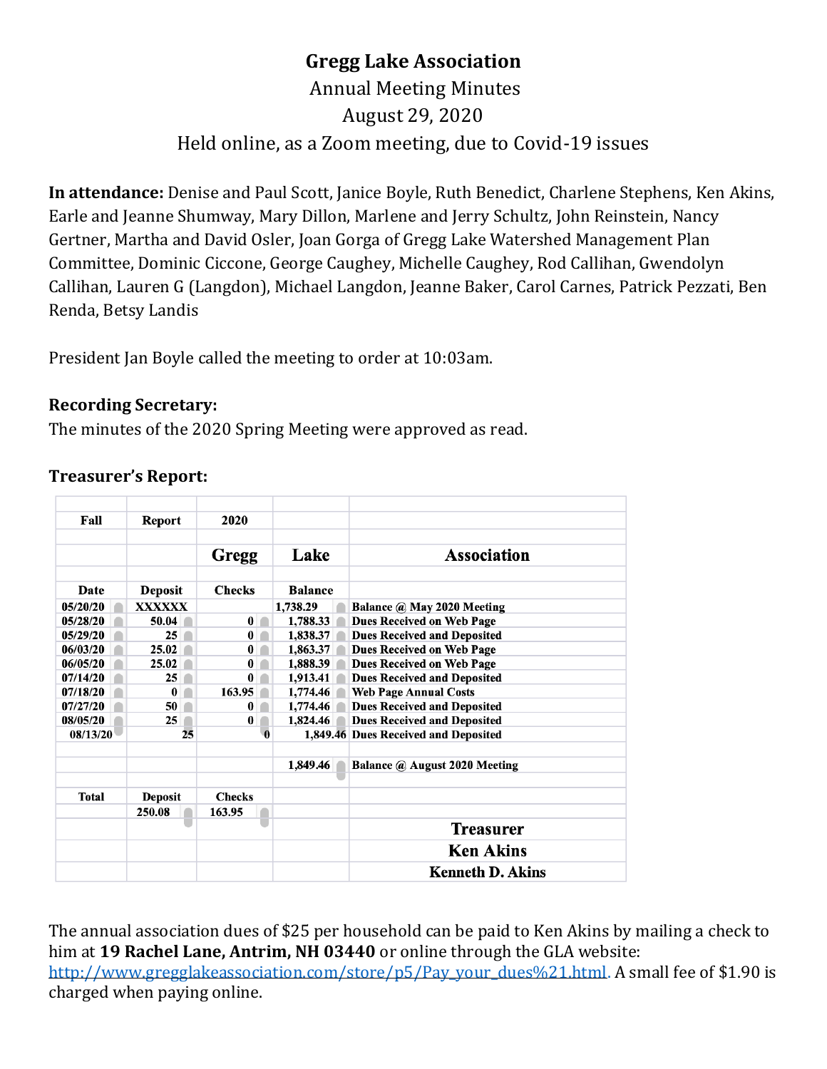# Gregg Lake Association

Annual Meeting Minutes

August 29, 2020

Held online, as a Zoom meeting, due to Covid-19 issues

**In attendance:** Denise and Paul Scott, Janice Boyle, Ruth Benedict, Charlene Stephens, Ken Akins, Earle and Jeanne Shumway, Mary Dillon, Marlene and Jerry Schultz, John Reinstein, Nancy Gertner, Martha and David Osler, Joan Gorga of Gregg Lake Watershed Management Plan Committee, Dominic Ciccone, George Caughey, Michelle Caughey, Rod Callihan, Gwendolyn Callihan, Lauren G (Langdon), Michael Langdon, Jeanne Baker, Carol Carnes, Patrick Pezzati, Ben Renda, Betsy Landis

President Jan Boyle called the meeting to order at 10:03am.

**Recording Secretary:**

The minutes of the 2020 Spring Meeting were approved as read.

**Treasurer's Report:**

| Fall | Report | 2020 | | |
|---|---|---|---|---|
| | | **Gregg** | **Lake** | **Association** |
| **Date** | **Deposit** | **Checks** | **Balance** | |
| 05/20/20 | XXXXXX | | 1,738.29 | Balance @ May 2020 Meeting |
| 05/28/20 | 50.04 | 0 | 1,788.33 | Dues Received on Web Page |
| 05/29/20 | 25 | 0 | 1,838.37 | Dues Received and Deposited |
| 06/03/20 | 25.02 | 0 | 1,863.37 | Dues Received on Web Page |
| 06/05/20 | 25.02 | 0 | 1,888.39 | Dues Received on Web Page |
| 07/14/20 | 25 | 0 | 1,913.41 | Dues Received and Deposited |
| 07/18/20 | 0 | 163.95 | 1,774.46 | Web Page Annual Costs |
| 07/27/20 | 50 | 0 | 1,774.46 | Dues Received and Deposited |
| 08/05/20 | 25 | 0 | 1,824.46 | Dues Received and Deposited |
| 08/13/20 | 25 | 0 | 1,849.46 | Dues Received and Deposited |
| | | | 1,849.46 | Balance @ August 2020 Meeting |
| **Total** | **Deposit** | **Checks** | | |
| | 250.08 | 163.95 | | |
| | | | | **Treasurer** |
| | | | | **Ken Akins** |
| | | | | **Kenneth D. Akins** |

The annual association dues of $25 per household can be paid to Ken Akins by mailing a check to him at **19 Rachel Lane, Antrim, NH 03440** or online through the GLA website: [http://www.gregglakeassociation.com/store/p5/Pay_your_dues%21.html](http://www.gregglakeassociation.com/store/p5/Pay_your_dues%21.html). A small fee of $1.90 is charged when paying online.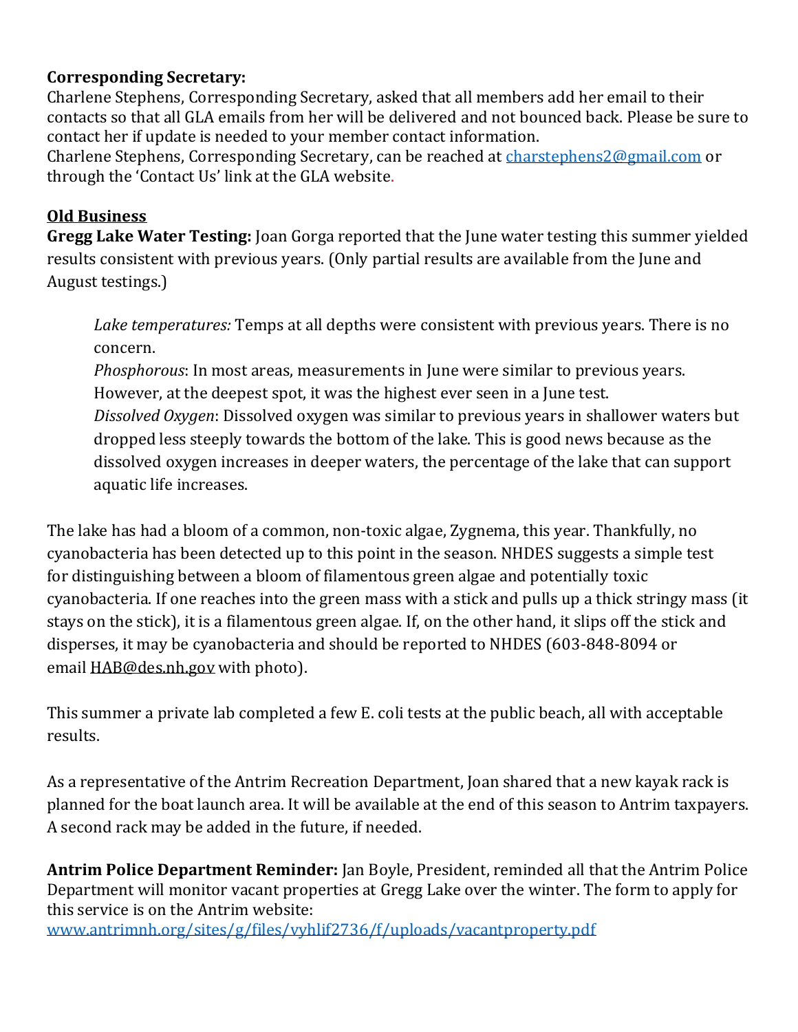**Corresponding Secretary:**
Charlene Stephens, Corresponding Secretary, asked that all members add her email to their contacts so that all GLA emails from her will be delivered and not bounced back. Please be sure to contact her if update is needed to your member contact information.
Charlene Stephens, Corresponding Secretary, can be reached at charstephens2@gmail.com or through the 'Contact Us' link at the GLA website.

**Old Business**

**Gregg Lake Water Testing:** Joan Gorga reported that the June water testing this summer yielded results consistent with previous years. (Only partial results are available from the June and August testings.)

> *Lake temperatures:* Temps at all depths were consistent with previous years. There is no concern.
> *Phosphorous*: In most areas, measurements in June were similar to previous years. However, at the deepest spot, it was the highest ever seen in a June test.
> *Dissolved Oxygen*: Dissolved oxygen was similar to previous years in shallower waters but dropped less steeply towards the bottom of the lake. This is good news because as the dissolved oxygen increases in deeper waters, the percentage of the lake that can support aquatic life increases.

The lake has had a bloom of a common, non-toxic algae, Zygnema, this year. Thankfully, no cyanobacteria has been detected up to this point in the season. NHDES suggests a simple test for distinguishing between a bloom of filamentous green algae and potentially toxic cyanobacteria. If one reaches into the green mass with a stick and pulls up a thick stringy mass (it stays on the stick), it is a filamentous green algae. If, on the other hand, it slips off the stick and disperses, it may be cyanobacteria and should be reported to NHDES (603-848-8094 or email HAB@des.nh.gov with photo).

This summer a private lab completed a few E. coli tests at the public beach, all with acceptable results.

As a representative of the Antrim Recreation Department, Joan shared that a new kayak rack is planned for the boat launch area. It will be available at the end of this season to Antrim taxpayers. A second rack may be added in the future, if needed.

**Antrim Police Department Reminder:** Jan Boyle, President, reminded all that the Antrim Police Department will monitor vacant properties at Gregg Lake over the winter. The form to apply for this service is on the Antrim website:
www.antrimnh.org/sites/g/files/vyhlif2736/f/uploads/vacantproperty.pdf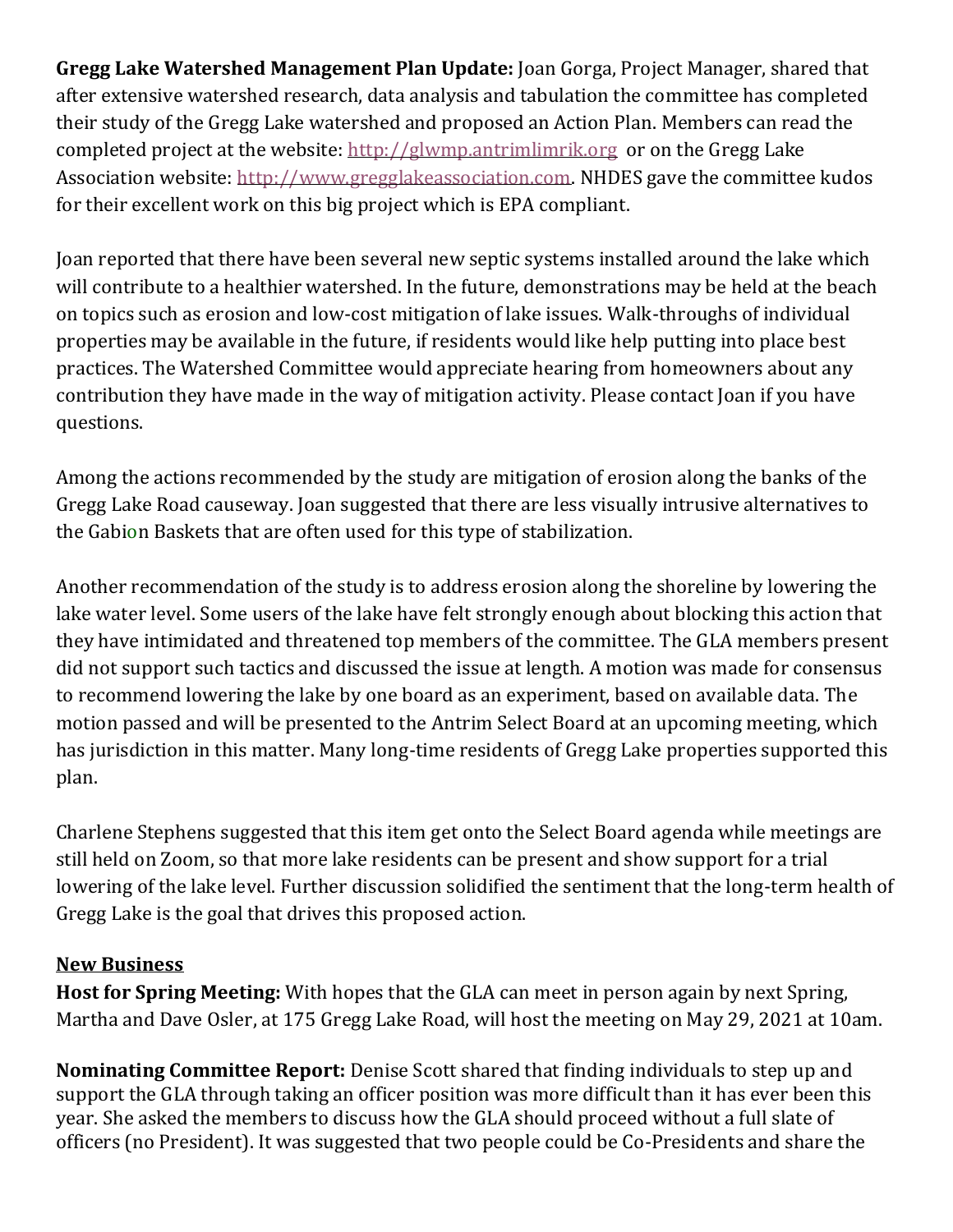**Gregg Lake Watershed Management Plan Update:** Joan Gorga, Project Manager, shared that after extensive watershed research, data analysis and tabulation the committee has completed their study of the Gregg Lake watershed and proposed an Action Plan. Members can read the completed project at the website: [http://glwmp.antrimlimrik.org](http://glwmp.antrimlimrik.org) or on the Gregg Lake Association website: [http://www.gregglakeassociation.com](http://www.gregglakeassociation.com). NHDES gave the committee kudos for their excellent work on this big project which is EPA compliant.

Joan reported that there have been several new septic systems installed around the lake which will contribute to a healthier watershed. In the future, demonstrations may be held at the beach on topics such as erosion and low-cost mitigation of lake issues. Walk-throughs of individual properties may be available in the future, if residents would like help putting into place best practices. The Watershed Committee would appreciate hearing from homeowners about any contribution they have made in the way of mitigation activity. Please contact Joan if you have questions.

Among the actions recommended by the study are mitigation of erosion along the banks of the Gregg Lake Road causeway. Joan suggested that there are less visually intrusive alternatives to the Gabion Baskets that are often used for this type of stabilization.

Another recommendation of the study is to address erosion along the shoreline by lowering the lake water level. Some users of the lake have felt strongly enough about blocking this action that they have intimidated and threatened top members of the committee. The GLA members present did not support such tactics and discussed the issue at length. A motion was made for consensus to recommend lowering the lake by one board as an experiment, based on available data. The motion passed and will be presented to the Antrim Select Board at an upcoming meeting, which has jurisdiction in this matter. Many long-time residents of Gregg Lake properties supported this plan.

Charlene Stephens suggested that this item get onto the Select Board agenda while meetings are still held on Zoom, so that more lake residents can be present and show support for a trial lowering of the lake level. Further discussion solidified the sentiment that the long-term health of Gregg Lake is the goal that drives this proposed action.

## New Business

**Host for Spring Meeting:** With hopes that the GLA can meet in person again by next Spring, Martha and Dave Osler, at 175 Gregg Lake Road, will host the meeting on May 29, 2021 at 10am.

**Nominating Committee Report:** Denise Scott shared that finding individuals to step up and support the GLA through taking an officer position was more difficult than it has ever been this year. She asked the members to discuss how the GLA should proceed without a full slate of officers (no President). It was suggested that two people could be Co-Presidents and share the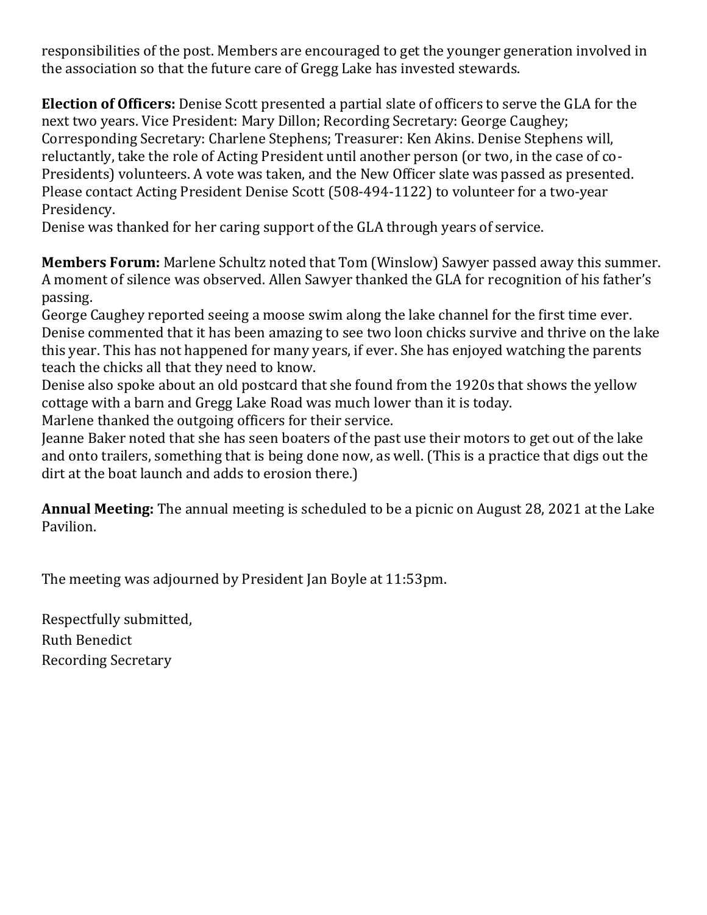responsibilities of the post. Members are encouraged to get the younger generation involved in the association so that the future care of Gregg Lake has invested stewards.

**Election of Officers:** Denise Scott presented a partial slate of officers to serve the GLA for the next two years. Vice President: Mary Dillon; Recording Secretary: George Caughey; Corresponding Secretary: Charlene Stephens; Treasurer: Ken Akins. Denise Stephens will, reluctantly, take the role of Acting President until another person (or two, in the case of co-Presidents) volunteers. A vote was taken, and the New Officer slate was passed as presented. Please contact Acting President Denise Scott (508-494-1122) to volunteer for a two-year Presidency.
Denise was thanked for her caring support of the GLA through years of service.

**Members Forum:** Marlene Schultz noted that Tom (Winslow) Sawyer passed away this summer. A moment of silence was observed. Allen Sawyer thanked the GLA for recognition of his father's passing.
George Caughey reported seeing a moose swim along the lake channel for the first time ever.
Denise commented that it has been amazing to see two loon chicks survive and thrive on the lake this year. This has not happened for many years, if ever. She has enjoyed watching the parents teach the chicks all that they need to know.
Denise also spoke about an old postcard that she found from the 1920s that shows the yellow cottage with a barn and Gregg Lake Road was much lower than it is today.
Marlene thanked the outgoing officers for their service.
Jeanne Baker noted that she has seen boaters of the past use their motors to get out of the lake and onto trailers, something that is being done now, as well. (This is a practice that digs out the dirt at the boat launch and adds to erosion there.)

**Annual Meeting:** The annual meeting is scheduled to be a picnic on August 28, 2021 at the Lake Pavilion.

The meeting was adjourned by President Jan Boyle at 11:53pm.

Respectfully submitted,
Ruth Benedict
Recording Secretary